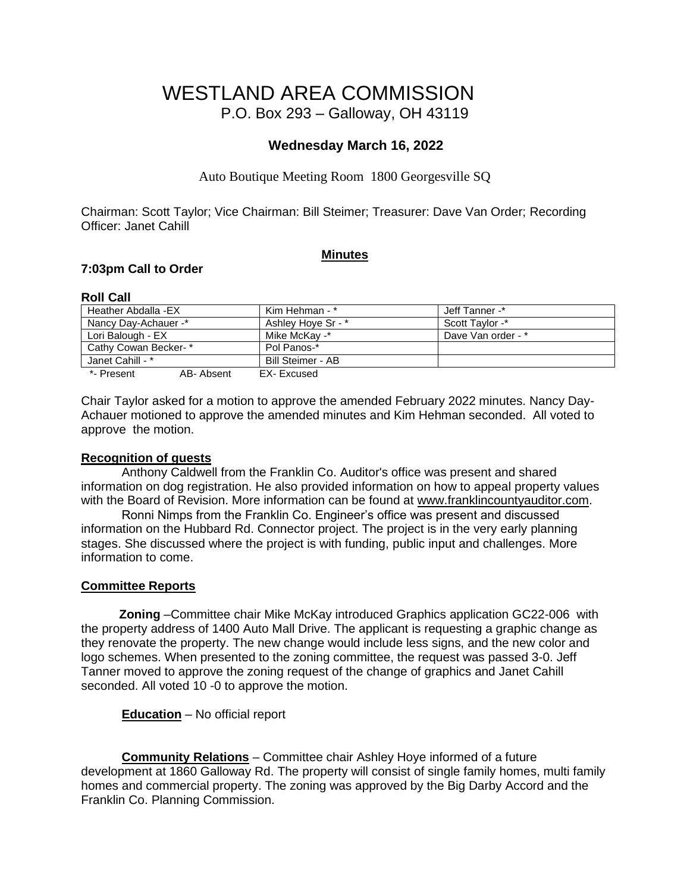# WESTLAND AREA COMMISSION

P.O. Box 293 – Galloway, OH 43119

**Wednesday March 16, 2022**

Auto Boutique Meeting Room 1800 Georgesville SQ

Chairman: Scott Taylor; Vice Chairman: Bill Steimer; Treasurer: Dave Van Order; Recording Officer: Janet Cahill

**Minutes**

**7:03pm Call to Order**

**Roll Call**

| | | |
|---|---|---|
| Heather Abdalla -EX | Kim Hehman - * | Jeff Tanner -* |
| Nancy Day-Achauer -* | Ashley Hoye Sr - * | Scott Taylor -* |
| Lori Balough - EX | Mike McKay -* | Dave Van order - * |
| Cathy Cowan Becker- * | Pol Panos-* | |
| Janet Cahill - * | Bill Steimer - AB | |

*- Present AB- Absent EX- Excused

Chair Taylor asked for a motion to approve the amended February 2022 minutes. Nancy Day-Achauer motioned to approve the amended minutes and Kim Hehman seconded. All voted to approve the motion.

**Recognition of guests**

Anthony Caldwell from the Franklin Co. Auditor's office was present and shared information on dog registration. He also provided information on how to appeal property values with the Board of Revision. More information can be found at www.franklincountyauditor.com.

Ronni Nimps from the Franklin Co. Engineer's office was present and discussed information on the Hubbard Rd. Connector project. The project is in the very early planning stages. She discussed where the project is with funding, public input and challenges. More information to come.

**Committee Reports**

**Zoning** –Committee chair Mike McKay introduced Graphics application GC22-006 with the property address of 1400 Auto Mall Drive. The applicant is requesting a graphic change as they renovate the property. The new change would include less signs, and the new color and logo schemes. When presented to the zoning committee, the request was passed 3-0. Jeff Tanner moved to approve the zoning request of the change of graphics and Janet Cahill seconded. All voted 10 -0 to approve the motion.

**Education** – No official report

**Community Relations** – Committee chair Ashley Hoye informed of a future development at 1860 Galloway Rd. The property will consist of single family homes, multi family homes and commercial property. The zoning was approved by the Big Darby Accord and the Franklin Co. Planning Commission.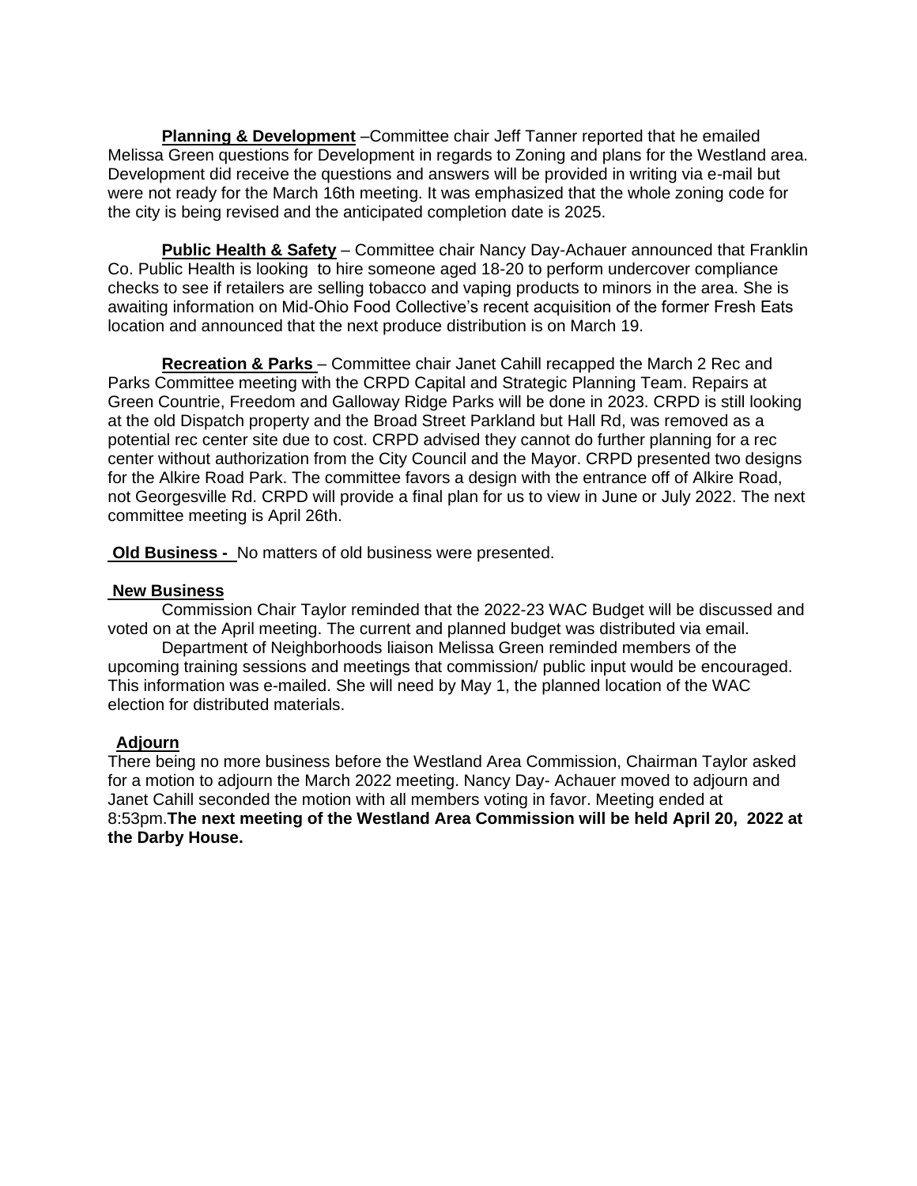**Planning & Development** –Committee chair Jeff Tanner reported that he emailed Melissa Green questions for Development in regards to Zoning and plans for the Westland area. Development did receive the questions and answers will be provided in writing via e-mail but were not ready for the March 16th meeting. It was emphasized that the whole zoning code for the city is being revised and the anticipated completion date is 2025.

**Public Health & Safety** – Committee chair Nancy Day-Achauer announced that Franklin Co. Public Health is looking to hire someone aged 18-20 to perform undercover compliance checks to see if retailers are selling tobacco and vaping products to minors in the area. She is awaiting information on Mid-Ohio Food Collective's recent acquisition of the former Fresh Eats location and announced that the next produce distribution is on March 19.

**Recreation & Parks** – Committee chair Janet Cahill recapped the March 2 Rec and Parks Committee meeting with the CRPD Capital and Strategic Planning Team. Repairs at Green Countrie, Freedom and Galloway Ridge Parks will be done in 2023. CRPD is still looking at the old Dispatch property and the Broad Street Parkland but Hall Rd, was removed as a potential rec center site due to cost. CRPD advised they cannot do further planning for a rec center without authorization from the City Council and the Mayor. CRPD presented two designs for the Alkire Road Park. The committee favors a design with the entrance off of Alkire Road, not Georgesville Rd. CRPD will provide a final plan for us to view in June or July 2022. The next committee meeting is April 26th.

**Old Business -** No matters of old business were presented.

**New Business**

Commission Chair Taylor reminded that the 2022-23 WAC Budget will be discussed and voted on at the April meeting. The current and planned budget was distributed via email.

Department of Neighborhoods liaison Melissa Green reminded members of the upcoming training sessions and meetings that commission/ public input would be encouraged. This information was e-mailed. She will need by May 1, the planned location of the WAC election for distributed materials.

**Adjourn**

There being no more business before the Westland Area Commission, Chairman Taylor asked for a motion to adjourn the March 2022 meeting. Nancy Day- Achauer moved to adjourn and Janet Cahill seconded the motion with all members voting in favor. Meeting ended at 8:53pm.**The next meeting of the Westland Area Commission will be held April 20, 2022 at the Darby House.**